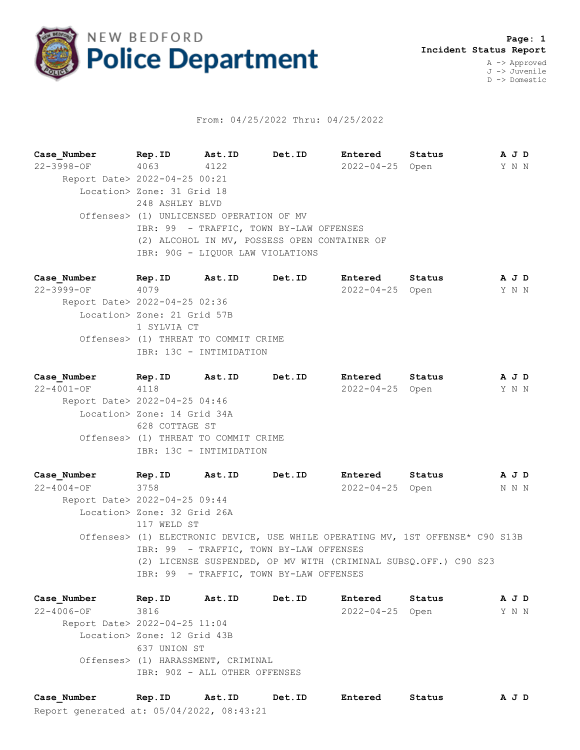# NEW BEDFORD Police Department

**Incident Status Report**

A -> Approved
J -> Juvenile
D -> Domestic

From: 04/25/2022 Thru: 04/25/2022

| Case_Number | Rep.ID | Ast.ID | Det.ID | Entered | Status | A J D |
|---|---|---|---|---|---|---|
| 22-3998-OF | 4063 | 4122 | | 2022-04-25 | Open | Y N N |

Report Date> 2022-04-25 00:21
Location> Zone: 31 Grid 18
248 ASHLEY BLVD
Offenses> (1) UNLICENSED OPERATION OF MV
IBR: 99 - TRAFFIC, TOWN BY-LAW OFFENSES
(2) ALCOHOL IN MV, POSSESS OPEN CONTAINER OF
IBR: 90G - LIQUOR LAW VIOLATIONS

| Case_Number | Rep.ID | Ast.ID | Det.ID | Entered | Status | A J D |
|---|---|---|---|---|---|---|
| 22-3999-OF | 4079 | | | 2022-04-25 | Open | Y N N |

Report Date> 2022-04-25 02:36
Location> Zone: 21 Grid 57B
1 SYLVIA CT
Offenses> (1) THREAT TO COMMIT CRIME
IBR: 13C - INTIMIDATION

| Case_Number | Rep.ID | Ast.ID | Det.ID | Entered | Status | A J D |
|---|---|---|---|---|---|---|
| 22-4001-OF | 4118 | | | 2022-04-25 | Open | Y N N |

Report Date> 2022-04-25 04:46
Location> Zone: 14 Grid 34A
628 COTTAGE ST
Offenses> (1) THREAT TO COMMIT CRIME
IBR: 13C - INTIMIDATION

| Case_Number | Rep.ID | Ast.ID | Det.ID | Entered | Status | A J D |
|---|---|---|---|---|---|---|
| 22-4004-OF | 3758 | | | 2022-04-25 | Open | N N N |

Report Date> 2022-04-25 09:44
Location> Zone: 32 Grid 26A
117 WELD ST
Offenses> (1) ELECTRONIC DEVICE, USE WHILE OPERATING MV, 1ST OFFENSE* C90 S13B
IBR: 99 - TRAFFIC, TOWN BY-LAW OFFENSES
(2) LICENSE SUSPENDED, OP MV WITH (CRIMINAL SUBSQ.OFF.) C90 S23
IBR: 99 - TRAFFIC, TOWN BY-LAW OFFENSES

| Case_Number | Rep.ID | Ast.ID | Det.ID | Entered | Status | A J D |
|---|---|---|---|---|---|---|
| 22-4006-OF | 3816 | | | 2022-04-25 | Open | Y N N |

Report Date> 2022-04-25 11:04
Location> Zone: 12 Grid 43B
637 UNION ST
Offenses> (1) HARASSMENT, CRIMINAL
IBR: 90Z - ALL OTHER OFFENSES

| Case_Number | Rep.ID | Ast.ID | Det.ID | Entered | Status | A J D |
|---|---|---|---|---|---|---|

Report generated at: 05/04/2022, 08:43:21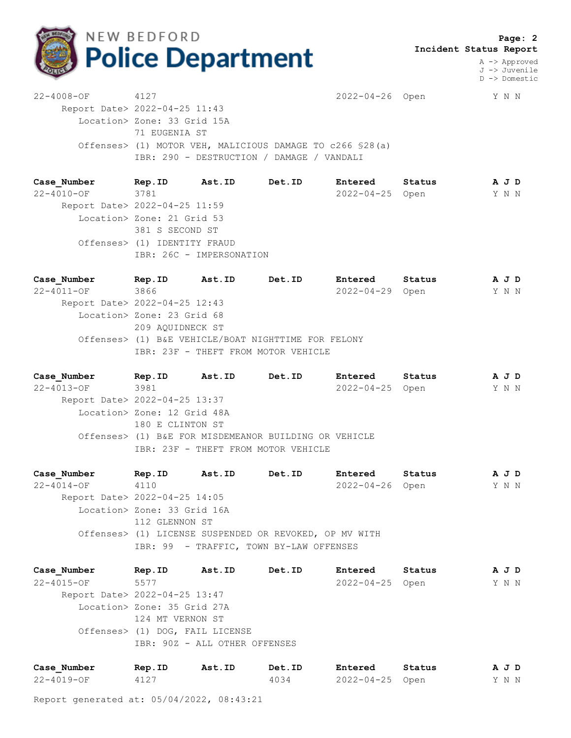**Page: 2**
**Incident Status Report**

A -> Approved
J -> Juvenile
D -> Domestic

| Case_Number | Rep.ID | Ast.ID | Det.ID | Entered | Status | A J D |
|---|---|---|---|---|---|---|
| 22-4008-OF | 4127 | | | 2022-04-26 | Open | Y N N |

Report Date> 2022-04-25 11:43
Location> Zone: 33 Grid 15A
71 EUGENIA ST
Offenses> (1) MOTOR VEH, MALICIOUS DAMAGE TO c266 §28(a)
IBR: 290 - DESTRUCTION / DAMAGE / VANDALI

| Case_Number | Rep.ID | Ast.ID | Det.ID | Entered | Status | A J D |
|---|---|---|---|---|---|---|
| 22-4010-OF | 3781 | | | 2022-04-25 | Open | Y N N |

Report Date> 2022-04-25 11:59
Location> Zone: 21 Grid 53
381 S SECOND ST
Offenses> (1) IDENTITY FRAUD
IBR: 26C - IMPERSONATION

| Case_Number | Rep.ID | Ast.ID | Det.ID | Entered | Status | A J D |
|---|---|---|---|---|---|---|
| 22-4011-OF | 3866 | | | 2022-04-29 | Open | Y N N |

Report Date> 2022-04-25 12:43
Location> Zone: 23 Grid 68
209 AQUIDNECK ST
Offenses> (1) B&E VEHICLE/BOAT NIGHTTIME FOR FELONY
IBR: 23F - THEFT FROM MOTOR VEHICLE

| Case_Number | Rep.ID | Ast.ID | Det.ID | Entered | Status | A J D |
|---|---|---|---|---|---|---|
| 22-4013-OF | 3981 | | | 2022-04-25 | Open | Y N N |

Report Date> 2022-04-25 13:37
Location> Zone: 12 Grid 48A
180 E CLINTON ST
Offenses> (1) B&E FOR MISDEMEANOR BUILDING OR VEHICLE
IBR: 23F - THEFT FROM MOTOR VEHICLE

| Case_Number | Rep.ID | Ast.ID | Det.ID | Entered | Status | A J D |
|---|---|---|---|---|---|---|
| 22-4014-OF | 4110 | | | 2022-04-26 | Open | Y N N |

Report Date> 2022-04-25 14:05
Location> Zone: 33 Grid 16A
112 GLENNON ST
Offenses> (1) LICENSE SUSPENDED OR REVOKED, OP MV WITH
IBR: 99 - TRAFFIC, TOWN BY-LAW OFFENSES

| Case_Number | Rep.ID | Ast.ID | Det.ID | Entered | Status | A J D |
|---|---|---|---|---|---|---|
| 22-4015-OF | 5577 | | | 2022-04-25 | Open | Y N N |

Report Date> 2022-04-25 13:47
Location> Zone: 35 Grid 27A
124 MT VERNON ST
Offenses> (1) DOG, FAIL LICENSE
IBR: 90Z - ALL OTHER OFFENSES

| Case_Number | Rep.ID | Ast.ID | Det.ID | Entered | Status | A J D |
|---|---|---|---|---|---|---|
| 22-4019-OF | 4127 | | 4034 | 2022-04-25 | Open | Y N N |

Report generated at: 05/04/2022, 08:43:21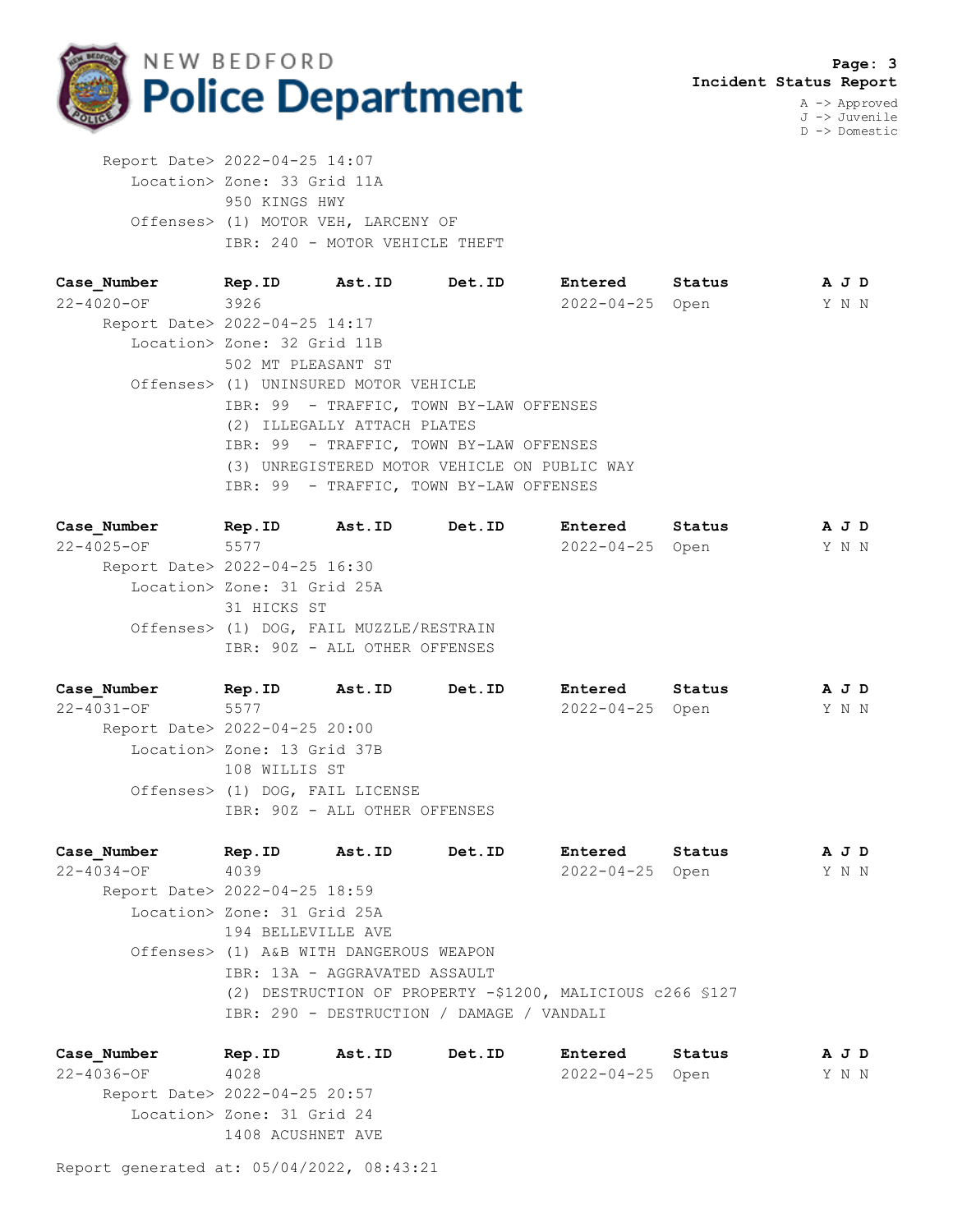Report Date> 2022-04-25 14:07
Location> Zone: 33 Grid 11A
950 KINGS HWY
Offenses> (1) MOTOR VEH, LARCENY OF
IBR: 240 - MOTOR VEHICLE THEFT

| Case_Number | Rep.ID | Ast.ID | Det.ID | Entered | Status | A | J | D |
|---|---|---|---|---|---|---|---|---|
| 22-4020-OF | 3926 | | | 2022-04-25 | Open | Y | N | N |

Report Date> 2022-04-25 14:17
Location> Zone: 32 Grid 11B
502 MT PLEASANT ST
Offenses> (1) UNINSURED MOTOR VEHICLE
IBR: 99 - TRAFFIC, TOWN BY-LAW OFFENSES
(2) ILLEGALLY ATTACH PLATES
IBR: 99 - TRAFFIC, TOWN BY-LAW OFFENSES
(3) UNREGISTERED MOTOR VEHICLE ON PUBLIC WAY
IBR: 99 - TRAFFIC, TOWN BY-LAW OFFENSES

| Case_Number | Rep.ID | Ast.ID | Det.ID | Entered | Status | A | J | D |
|---|---|---|---|---|---|---|---|---|
| 22-4025-OF | 5577 | | | 2022-04-25 | Open | Y | N | N |

Report Date> 2022-04-25 16:30
Location> Zone: 31 Grid 25A
31 HICKS ST
Offenses> (1) DOG, FAIL MUZZLE/RESTRAIN
IBR: 90Z - ALL OTHER OFFENSES

| Case_Number | Rep.ID | Ast.ID | Det.ID | Entered | Status | A | J | D |
|---|---|---|---|---|---|---|---|---|
| 22-4031-OF | 5577 | | | 2022-04-25 | Open | Y | N | N |

Report Date> 2022-04-25 20:00
Location> Zone: 13 Grid 37B
108 WILLIS ST
Offenses> (1) DOG, FAIL LICENSE
IBR: 90Z - ALL OTHER OFFENSES

| Case_Number | Rep.ID | Ast.ID | Det.ID | Entered | Status | A | J | D |
|---|---|---|---|---|---|---|---|---|
| 22-4034-OF | 4039 | | | 2022-04-25 | Open | Y | N | N |

Report Date> 2022-04-25 18:59
Location> Zone: 31 Grid 25A
194 BELLEVILLE AVE
Offenses> (1) A&B WITH DANGEROUS WEAPON
IBR: 13A - AGGRAVATED ASSAULT
(2) DESTRUCTION OF PROPERTY -$1200, MALICIOUS c266 §127
IBR: 290 - DESTRUCTION / DAMAGE / VANDALI

| Case_Number | Rep.ID | Ast.ID | Det.ID | Entered | Status | A | J | D |
|---|---|---|---|---|---|---|---|---|
| 22-4036-OF | 4028 | | | 2022-04-25 | Open | Y | N | N |

Report Date> 2022-04-25 20:57
Location> Zone: 31 Grid 24
1408 ACUSHNET AVE

Report generated at: 05/04/2022, 08:43:21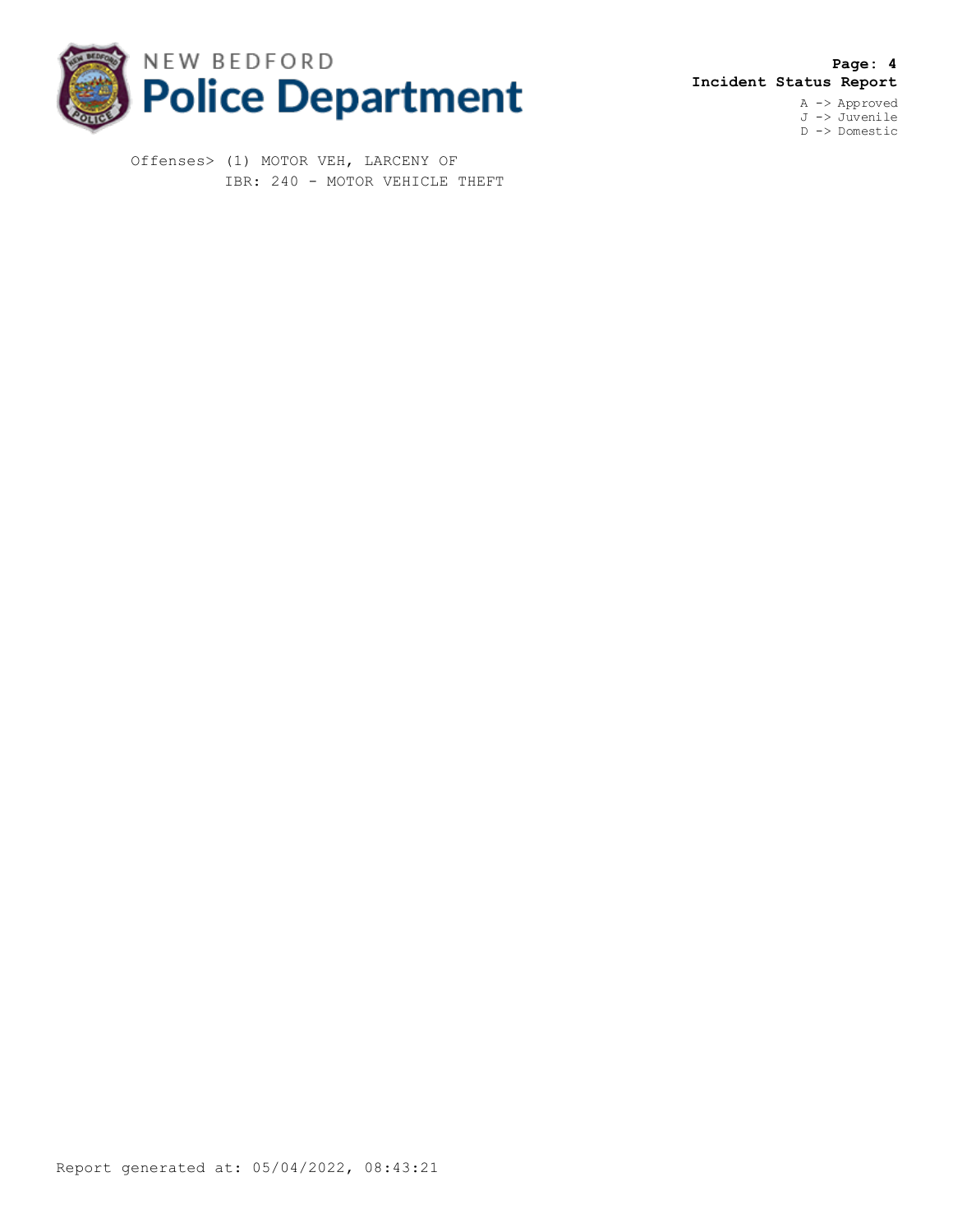Offenses> (1) MOTOR VEH, LARCENY OF
IBR: 240 - MOTOR VEHICLE THEFT